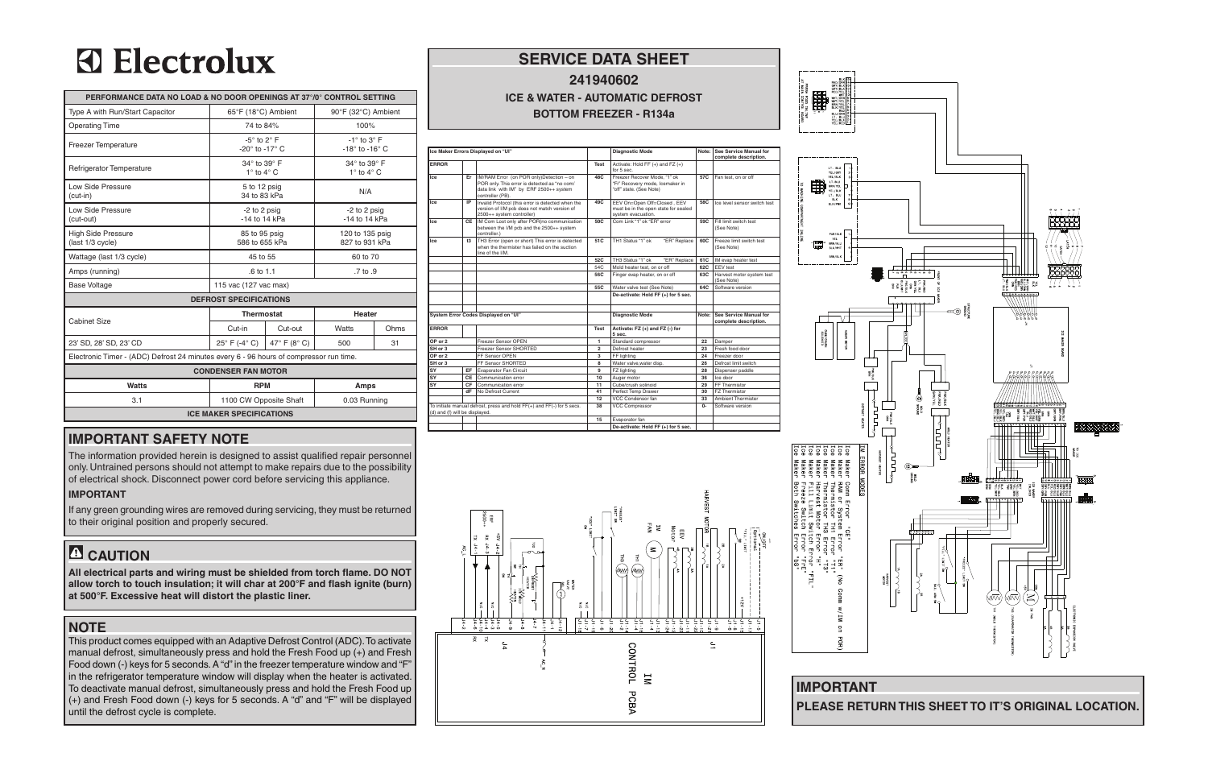# Electrolux

| PERFORMANCE DATA NO LOAD & NO DOOR OPENINGS AT 37°/0° CONTROL SETTING | | | | |
|---|---|---|---|---|
| Type A with Run/Start Capacitor | 65°F (18°C) Ambient | | 90°F (32°C) Ambient | |
| Operating Time | 74 to 84% | | 100% | |
| Freezer Temperature | -5° to 2° F<br>-20° to -17° C | | -1° to 3° F<br>-18° to -16° C | |
| Refrigerator Temperature | 34° to 39° F<br>1° to 4° C | | 34° to 39° F<br>1° to 4° C | |
| Low Side Pressure (cut-in) | 5 to 12 psig<br>34 to 83 kPa | | N/A | |
| Low Side Pressure (cut-out) | -2 to 2 psig<br>-14 to 14 kPa | | -2 to 2 psig<br>-14 to 14 kPa | |
| High Side Pressure (last 1/3 cycle) | 85 to 95 psig<br>586 to 655 kPa | | 120 to 135 psig<br>827 to 931 kPa | |
| Wattage (last 1/3 cycle) | 45 to 55 | | 60 to 70 | |
| Amps (running) | .6 to 1.1 | | .7 to .9 | |
| Base Voltage | 115 vac (127 vac max) | | | |
| **DEFROST SPECIFICATIONS** | | | | |
| Cabinet Size | Thermostat | | Heater | |
| | Cut-in | Cut-out | Watts | Ohms |
| 23' SD, 28' SD, 23' CD | 25° F (-4° C) | 47° F (8° C) | 500 | 31 |
| Electronic Timer - (ADC) Defrost 24 minutes every 6 - 96 hours of compressor run time. | | | | |
| **CONDENSER FAN MOTOR** | | | | |
| Watts | RPM | | Amps | |
| 3.1 | 1100 CW Opposite Shaft | | 0.03 Running | |
| **ICE MAKER SPECIFICATIONS** | | | | |

## IMPORTANT SAFETY NOTE

The information provided herein is designed to assist qualified repair personnel only. Untrained persons should not attempt to make repairs due to the possibility of electrical shock. Disconnect power cord before servicing this appliance.

### IMPORTANT

If any green grounding wires are removed during servicing, they must be returned to their original position and properly secured.

## CAUTION

**All electrical parts and wiring must be shielded from torch flame. DO NOT allow torch to touch insulation; it will char at 200°F and flash ignite (burn) at 500°F. Excessive heat will distort the plastic liner.**

## NOTE

This product comes equipped with an Adaptive Defrost Control (ADC). To activate manual defrost, simultaneously press and hold the Fresh Food up (+) and Fresh Food down (-) keys for 5 seconds. A "d" in the freezer temperature window and "F" in the refrigerator temperature window will display when the heater is activated. To deactivate manual defrost, simultaneously press and hold the Fresh Food up (+) and Fresh Food down (-) keys for 5 seconds. A "d" and "F" will be displayed until the defrost cycle is complete.

# SERVICE DATA SHEET

## 241940602

### ICE & WATER - AUTOMATIC DEFROST

### BOTTOM FREEZER - R134a

| Ice Maker Errors Displayed on "UI" | | | Diagnostic Mode | | Note: | See Service Manual for complete description. |
|---|---|---|---|---|---|---|
| ERROR | | | Test | Activate: Hold FF (+) and FZ (+) for 5 sec. | | |
| Ice | Er | IM/RAM Error (on POR only)Detection – on POR only. This error is detected as "no com/ data link with IM" by ERF 2500++ system controller (PB). | 48C | Freezer Recover Mode, "1" ok "F" Recovery mode, Icemaker in "off" state. (See Note) | 57C | Fan test, on or off |
| Ice | IP | Invalid Protocol (this error is detected when the version of I/M pcb does not match version of 2500++ system controller) | 49C | EEV On=Open Off=Closed , EEV must be in the open state for sealed system evacuation. | 58C | Ice level sensor switch test |
| Ice | CE | IM Com Lost only after POR(no communication between the I/M pcb and the 2500++ system controller.) | 50C | Com Link "1" ok "ER" error | 59C | Fill limit switch test (See Note) |
| Ice | t3 | TH3 Error (open or short) This error is detected when the thermister has failed on the suction line of the I/M. | 51C | TH1 Status "1" ok "ER" Replace | 60C | Freeze limit switch test (See Note) |
| | | | 52C | TH3 Status "1" ok "ER" Replace | 61C | IM evap heater test |
| | | | 54C | Mold heater test, on or off | 62C | EEV test |
| | | | 56C | Finger evap heater, on or off | 63C | Harvest motor system test (See Note) |
| | | | 55C | Water valve test (See Note) | 64C | Software version |
| | | | | De-activate: Hold FF (+) for 5 sec. | | |

| System Error Codes Displayed on "UI" | | | Diagnostic Mode | | Note: | See Service Manual for complete description. |
|---|---|---|---|---|---|---|
| ERROR | | | Test | Activate: FZ (+) and FZ (-) for 5 sec. | | |
| OP or 2 | | Freezer Sensor OPEN | 1 | Standard compressor | 22 | Damper |
| SH or 3 | | Freezer Sensor SHORTED | 2 | Defrost heater | 23 | Fresh food door |
| OP or 2 | | FF Sensor OPEN | 3 | FF lighting | 24 | Freezer door |
| SH or 3 | | FF Sensor SHORTED | 8 | Water valve,water disp. | 26 | Defrost limit switch |
| SY | EF | Evaporator Fan Circuit | 9 | FZ lighting | 28 | Dispenser paddle |
| SY | CE | Communication error | 10 | Auger motor | 36 | Ice door |
| SY | CF | Communication error | 11 | Cube/crush solenoid | 29 | FF Thermistor |
| | dF | No Defrost Current | 41 | Perfect Temp Drawer | 30 | FZ Thermistor |
| | | | 12 | VCC Condensor fan | 33 | Ambient Thermister |
| To initiate manual defrost, press and hold FF(+) and FF(-) for 5 secs. (d) and (f) will be displayed. | | | 38 | VCC Compressor | 0- | Software version |
| | | | 15 | Evaporator fan | | |
| | | | | De-activate: Hold FF (+) for 5 sec. | | |

IM ERROR MODES

Ice Maker Comm Error "CE"
Ice Maker RAM or System Error "ER" (No Comm w/IM on POR)
Ice Maker Thermistor TH1 Error "T1"
Ice Maker Thermistor TH3 Error "T3"
Ice Maker Harvest Motor Error "H"
Ice Maker Fill Limit Switch Error "FIL"
Ice Maker Freeze Switch Error "FrE"
Ice Maker Both Switches Error "bS"

IM CONTROL PCBA

## IMPORTANT

**PLEASE RETURN THIS SHEET TO IT'S ORIGINAL LOCATION.**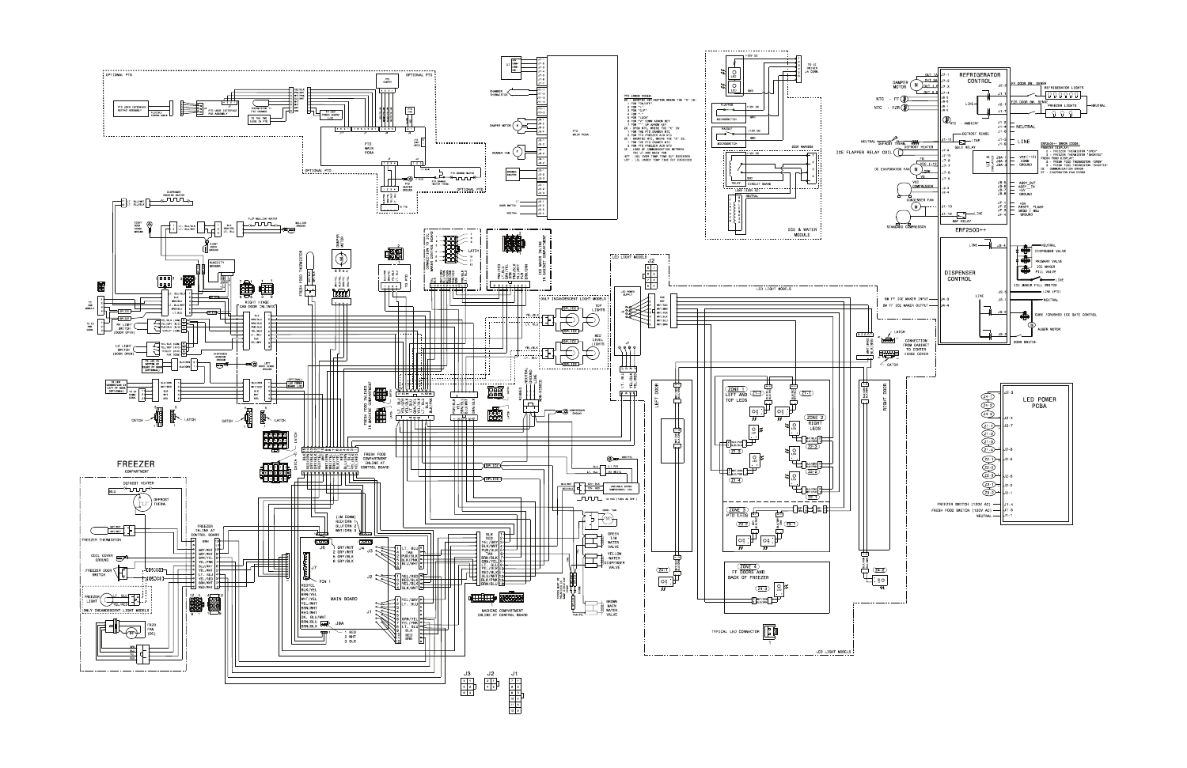OPTIONAL PTD

PTD USER INTERFACE

PTD LED INTERFACE PCB ASSEMBLY

PTD MAIN PCBA

PTD HEATER GROUND

CHAMBER THERMISTOR

DAMPER MOTOR

DRAWER FAN

DRAWER HEATER

DOOR SWITCH

NEUTRAL

PTD MAIN PCBA

PTD ERROR CODES

ICE & WATER MODULE

FLAPPER

MICROSWITCH

PADDLE

RELAY

DOOR HARNESS

CIRCUIT BOARD

REFRIGERATOR CONTROL

DAMPER MOTOR

NTC - FF

NTC - FZR

NTC - AMBIENT

FF DOOR SW. SENSE

REFRIGERATOR LIGHTS

FZR DOOR SW. SENSE

FREEZER LIGHTS

NEUTRAL

LINE

ICE FLAPPER RELAY COIL

DEFROST HEATER

DEFROST SENSE

BULB RELAY

DC EVAPORATOR FAN

VSC COMPRESSOR

CONDENSER FAN

STANDARD COMPRESSOR

ERF2500++

ERF2500++ ERROR CODES:
FREEZER DISPLAY:
1 - FREEZER THERMISTOR "OPEN"
2 - FREEZER THERMISTOR "SHORTED"
FRESH FOOD DISPLAY:
1 - FRESH FOOD THERMISTOR "OPEN"
2 - FRESH FOOD THERMISTOR "SHORTED"
CE COMMUNICATION ERROR
EF EVAPORATOR FAN ERROR

DISPENSER CONTROL

DISPENSER VALVE

PRIMARY VALVE

ICE MAKER FILL VALVE

ICE MAKER FILL SWITCH

LINE (PTD)

NEUTRAL

BW FF ICE MAKER INPUT

BW FF ICE MAKER OUTPUT

CUBE / CRUSHED ICE GATE CONTROL

AUGER MOTOR

DOOR SWITCH

LED POWER PCBA

FREEZER SWITCH (120V AC)

FRESH FOOD SWITCH (120V AC)

NEUTRAL

DISPENSER HOUSING HEATER

FLIP MULLION HEATER

MULLION HEATER

HUMIDITY SENSOR

RIGHT HINGE CAB DOOR INLINE

RH LIGHT SWITCH (DOOR OPEN)

LH LIGHT SWITCH (DOOR OPEN)

LEFT HINGE INLINE

CATCH

LATCH

FRESH FOOD THERMISTOR

DAMPER MOTOR

ICE MAKER INLINE IN CABINET COMPARTMENT

ONLY INCANDESCENT LIGHT MODELS

TOP LIGHTS

MID LEVEL LIGHTS

FRESH FOOD INLINES IN MACHINE COMPARTMENT

FRESH FOOD COMPARTMENT INLINE AT CONTROL BOARD

COMPRESSOR GROUND

LED LIGHT MODELS

LED POWER SUPPLY

LEFT DOOR

RIGHT DOOR

CONNECTION FROM CABINET TO CENTER HINGE COVER

ZONE 1 LEFT AND TOP LEDS

ZONE 2 RIGHT LEDS

ZONE 3 PTD LEDS

ZONE 4 FF DOORS AND BACK OF FREEZER

TYPICAL LED CONNECTOR

FREEZER COMPARTMENT

DEFROST HEATER

DEFROST THERM.

FREEZER THERMISTOR

COIL COVER GROUND

FREEZER DOOR SWITCH

FREEZER LIGHT

ONLY INCANDESCENT LIGHT MODELS

FZR FAN (DC)

FREEZER INLINE AT CONTROL BOARD

MAIN BOARD

PIN 1

J1 J2 J3 J4 J5 J7 J8A

1 RED
2 WHT
3 BLK

VARIABLE SPEED COMPRESSOR

MACHINE COMPARTMENT INLINE AT CONTROL BOARD

GREEN I/M WATER VALVE

YELLOW WATER DISPENSER VALVE

BROWN MAIN WATER VALVE

J3 J2 J1